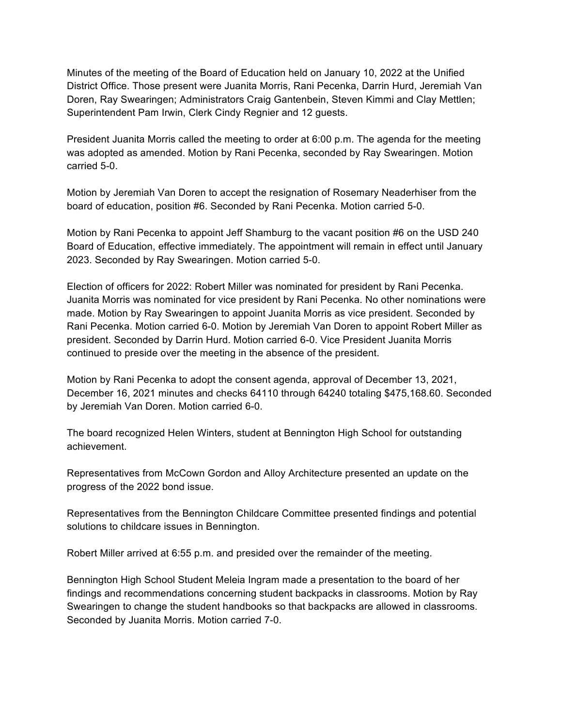Minutes of the meeting of the Board of Education held on January 10, 2022 at the Unified District Office. Those present were Juanita Morris, Rani Pecenka, Darrin Hurd, Jeremiah Van Doren, Ray Swearingen; Administrators Craig Gantenbein, Steven Kimmi and Clay Mettlen; Superintendent Pam Irwin, Clerk Cindy Regnier and 12 guests.

President Juanita Morris called the meeting to order at 6:00 p.m. The agenda for the meeting was adopted as amended. Motion by Rani Pecenka, seconded by Ray Swearingen. Motion carried 5-0.

Motion by Jeremiah Van Doren to accept the resignation of Rosemary Neaderhiser from the board of education, position #6. Seconded by Rani Pecenka. Motion carried 5-0.

Motion by Rani Pecenka to appoint Jeff Shamburg to the vacant position #6 on the USD 240 Board of Education, effective immediately. The appointment will remain in effect until January 2023. Seconded by Ray Swearingen. Motion carried 5-0.

Election of officers for 2022: Robert Miller was nominated for president by Rani Pecenka. Juanita Morris was nominated for vice president by Rani Pecenka. No other nominations were made. Motion by Ray Swearingen to appoint Juanita Morris as vice president. Seconded by Rani Pecenka. Motion carried 6-0. Motion by Jeremiah Van Doren to appoint Robert Miller as president. Seconded by Darrin Hurd. Motion carried 6-0. Vice President Juanita Morris continued to preside over the meeting in the absence of the president.

Motion by Rani Pecenka to adopt the consent agenda, approval of December 13, 2021, December 16, 2021 minutes and checks 64110 through 64240 totaling $475,168.60. Seconded by Jeremiah Van Doren. Motion carried 6-0.

The board recognized Helen Winters, student at Bennington High School for outstanding achievement.

Representatives from McCown Gordon and Alloy Architecture presented an update on the progress of the 2022 bond issue.

Representatives from the Bennington Childcare Committee presented findings and potential solutions to childcare issues in Bennington.

Robert Miller arrived at 6:55 p.m. and presided over the remainder of the meeting.

Bennington High School Student Meleia Ingram made a presentation to the board of her findings and recommendations concerning student backpacks in classrooms. Motion by Ray Swearingen to change the student handbooks so that backpacks are allowed in classrooms. Seconded by Juanita Morris. Motion carried 7-0.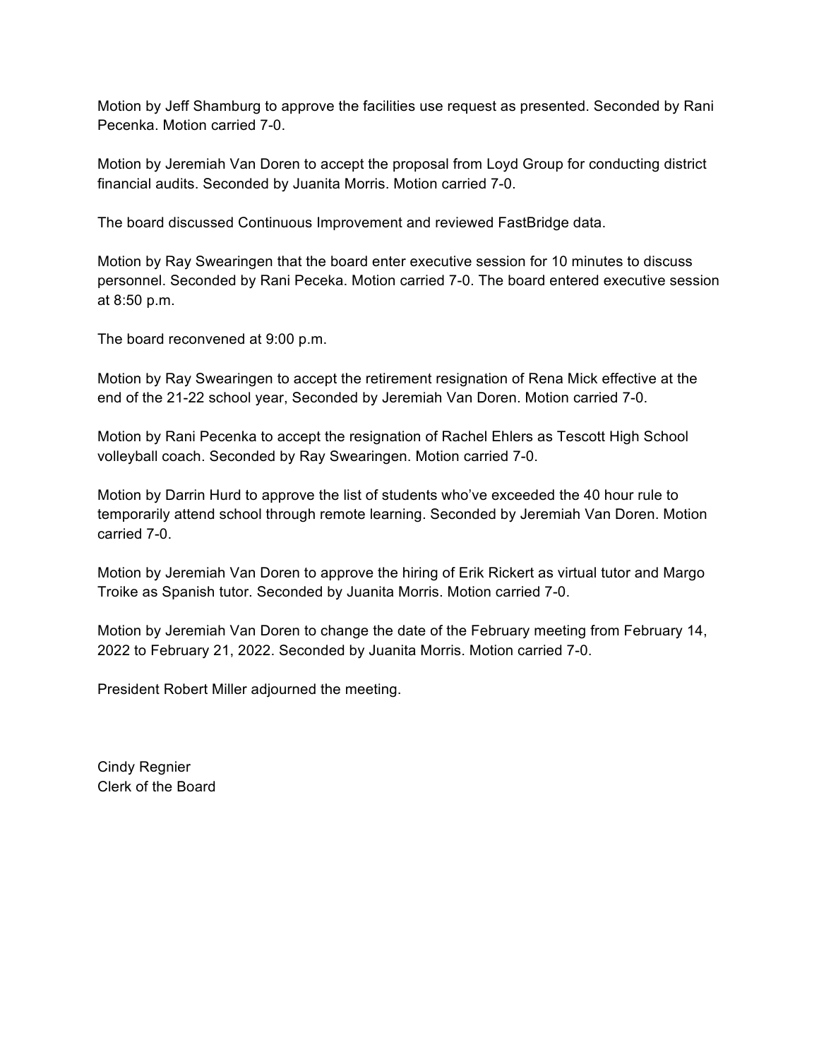Motion by Jeff Shamburg to approve the facilities use request as presented. Seconded by Rani Pecenka. Motion carried 7-0.

Motion by Jeremiah Van Doren to accept the proposal from Loyd Group for conducting district financial audits. Seconded by Juanita Morris. Motion carried 7-0.

The board discussed Continuous Improvement and reviewed FastBridge data.

Motion by Ray Swearingen that the board enter executive session for 10 minutes to discuss personnel. Seconded by Rani Peceka. Motion carried 7-0. The board entered executive session at 8:50 p.m.

The board reconvened at 9:00 p.m.

Motion by Ray Swearingen to accept the retirement resignation of Rena Mick effective at the end of the 21-22 school year, Seconded by Jeremiah Van Doren. Motion carried 7-0.

Motion by Rani Pecenka to accept the resignation of Rachel Ehlers as Tescott High School volleyball coach. Seconded by Ray Swearingen. Motion carried 7-0.

Motion by Darrin Hurd to approve the list of students who've exceeded the 40 hour rule to temporarily attend school through remote learning. Seconded by Jeremiah Van Doren. Motion carried 7-0.

Motion by Jeremiah Van Doren to approve the hiring of Erik Rickert as virtual tutor and Margo Troike as Spanish tutor. Seconded by Juanita Morris. Motion carried 7-0.

Motion by Jeremiah Van Doren to change the date of the February meeting from February 14, 2022 to February 21, 2022. Seconded by Juanita Morris. Motion carried 7-0.

President Robert Miller adjourned the meeting.

Cindy Regnier
Clerk of the Board